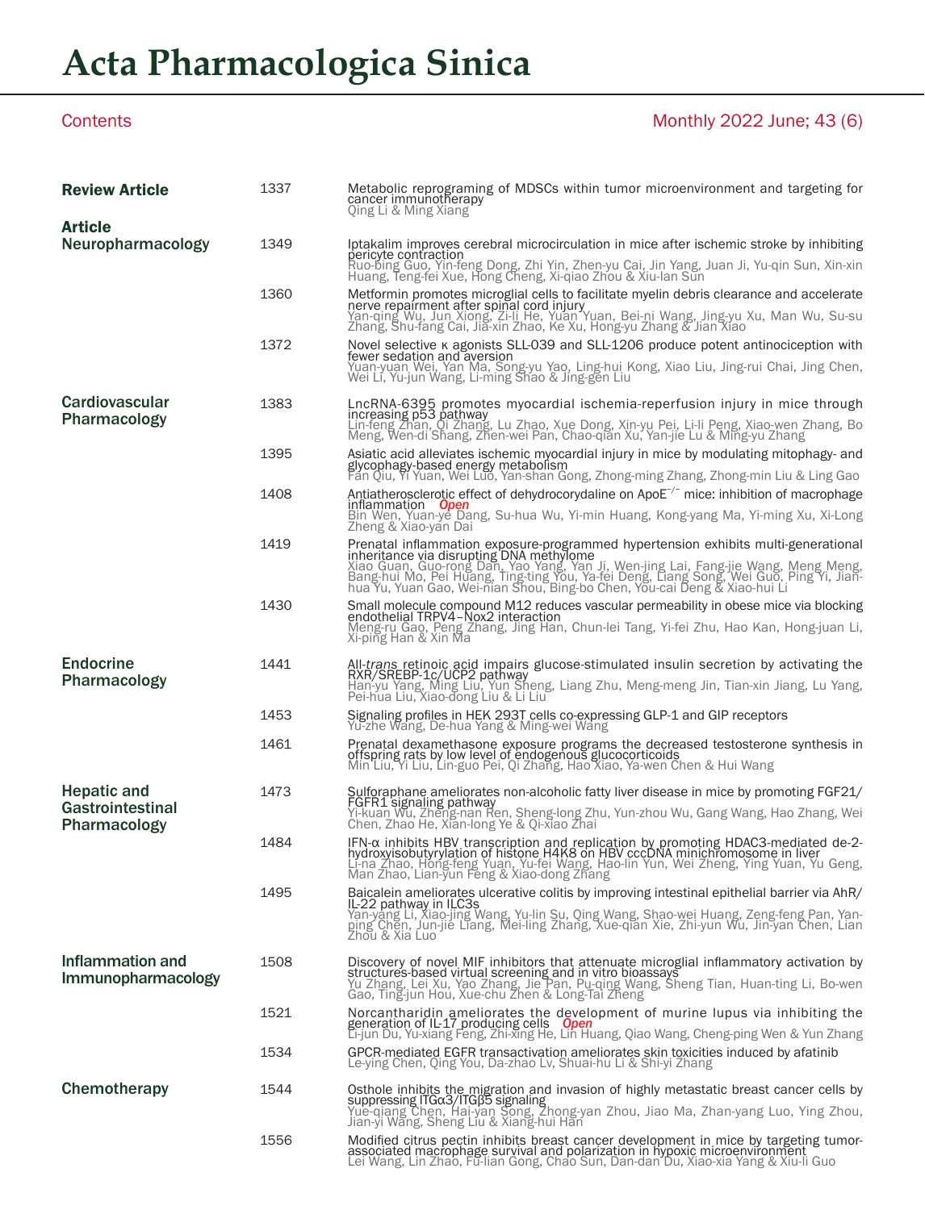# Acta Pharmacologica Sinica

Contents

Monthly 2022 June; 43 (6)

## Review Article

1337 Metabolic reprograming of MDSCs within tumor microenvironment and targeting for cancer immunotherapy
Qing Li & Ming Xiang

## Article

### Neuropharmacology

1349 Iptakalim improves cerebral microcirculation in mice after ischemic stroke by inhibiting pericyte contraction
Ruo-bing Guo, Yin-feng Dong, Zhi Yin, Zhen-yu Cai, Jin Yang, Juan Ji, Yu-qin Sun, Xin-xin Huang, Teng-fei Xue, Hong Cheng, Xi-qiao Zhou & Xiu-lan Sun

1360 Metformin promotes microglial cells to facilitate myelin debris clearance and accelerate nerve repairment after spinal cord injury
Yan-qing Wu, Jun Xiong, Zi-li He, Yuan Yuan, Bei-ni Wang, Jing-yu Xu, Man Wu, Su-su Zhang, Shu-fang Cai, Jia-xin Zhao, Ke Xu, Hong-yu Zhang & Jian Xiao

1372 Novel selective κ agonists SLL-039 and SLL-1206 produce potent antinociception with fewer sedation and aversion
Yuan-yuan Wei, Yan Ma, Song-yu Yao, Ling-hui Kong, Xiao Liu, Jing-rui Chai, Jing Chen, Wei Li, Yu-jun Wang, Li-ming Shao & Jing-gen Liu

### Cardiovascular Pharmacology

1383 LncRNA-6395 promotes myocardial ischemia-reperfusion injury in mice through increasing p53 pathway
Lin-feng Zhan, Qi Zhang, Lu Zhao, Xue Dong, Xin-yu Pei, Li-li Peng, Xiao-wen Zhang, Bo Meng, Wen-di Shang, Zhen-wei Pan, Chao-qian Xu, Yan-jie Lu & Ming-yu Zhang

1395 Asiatic acid alleviates ischemic myocardial injury in mice by modulating mitophagy- and glycophagy-based energy metabolism
Fan Qiu, Yi Yuan, Wei Luo, Yan-shan Gong, Zhong-ming Zhang, Zhong-min Liu & Ling Gao

1408 Antiatherosclerotic effect of dehydrocorydaline on ApoE$^{-/-}$ mice: inhibition of macrophage inflammation *Open*
Bin Wen, Yuan-ye Dang, Su-hua Wu, Yi-min Huang, Kong-yang Ma, Yi-ming Xu, Xi-Long Zheng & Xiao-yan Dai

1419 Prenatal inflammation exposure-programmed hypertension exhibits multi-generational inheritance via disrupting DNA methylome
Xiao Guan, Guo-rong Dan, Yao Yang, Yan Ji, Wen-jing Lai, Fang-jie Wang, Meng Meng, Bang-hui Mo, Pei Huang, Ting-ting You, Ya-fei Deng, Liang Song, Wei Guo, Ping Yi, Jian-hua Yu, Yuan Gao, Wei-nian Shou, Bing-bo Chen, You-cai Deng & Xiao-hui Li

1430 Small molecule compound M12 reduces vascular permeability in obese mice via blocking endothelial TRPV4–Nox2 interaction
Meng-ru Gao, Peng Zhang, Jing Han, Chun-lei Tang, Yi-fei Zhu, Hao Kan, Hong-juan Li, Xi-ping Han & Xin Ma

### Endocrine Pharmacology

1441 All-*trans* retinoic acid impairs glucose-stimulated insulin secretion by activating the RXR/SREBP-1c/UCP2 pathway
Han-yu Yang, Ming Liu, Yun Sheng, Liang Zhu, Meng-meng Jin, Tian-xin Jiang, Lu Yang, Pei-hua Liu, Xiao-dong Liu & Li Liu

1453 Signaling profiles in HEK 293T cells co-expressing GLP-1 and GIP receptors
Yu-zhe Wang, De-hua Yang & Ming-wei Wang

1461 Prenatal dexamethasone exposure programs the decreased testosterone synthesis in offspring rats by low level of endogenous glucocorticoids
Min Liu, Yi Liu, Lin-guo Pei, Qi Zhang, Hao Xiao, Ya-wen Chen & Hui Wang

### Hepatic and Gastrointestinal Pharmacology

1473 Sulforaphane ameliorates non-alcoholic fatty liver disease in mice by promoting FGF21/FGFR1 signaling pathway
Yi-kuan Wu, Zheng-nan Ren, Sheng-long Zhu, Yun-zhou Wu, Gang Wang, Hao Zhang, Wei Chen, Zhao He, Xian-long Ye & Qi-xiao Zhai

1484 IFN-α inhibits HBV transcription and replication by promoting HDAC3-mediated de-2-hydroxyisobutyrylation of histone H4K8 on HBV cccDNA minichromosome in liver
Li-na Zhao, Hong-feng Yuan, Yu-fei Wang, Hao-lin Yun, Wei Zheng, Ying Yuan, Yu Geng, Man Zhao, Lian-yun Feng & Xiao-dong Zhang

1495 Baicalein ameliorates ulcerative colitis by improving intestinal epithelial barrier via AhR/IL-22 pathway in ILC3s
Yan-yang Li, Xiao-jing Wang, Yu-lin Su, Qing Wang, Shao-wei Huang, Zeng-feng Pan, Yan-ping Chen, Jun-jie Liang, Mei-ling Zhang, Xue-qian Xie, Zhi-yun Wu, Jin-yan Chen, Lian Zhou & Xia Luo

### Inflammation and Immunopharmacology

1508 Discovery of novel MIF inhibitors that attenuate microglial inflammatory activation by structures-based virtual screening and in vitro bioassays
Yu Zhang, Lei Xu, Yao Zhang, Jie Pan, Pu-qing Wang, Sheng Tian, Huan-ting Li, Bo-wen Gao, Ting-jun Hou, Xue-chu Zhen & Long-Tai Zheng

1521 Norcantharidin ameliorates the development of murine lupus via inhibiting the generation of IL-17 producing cells *Open*
Li-jun Du, Yu-xiang Feng, Zhi-xing He, Lin Huang, Qiao Wang, Cheng-ping Wen & Yun Zhang

1534 GPCR-mediated EGFR transactivation ameliorates skin toxicities induced by afatinib
Le-ying Chen, Qing You, Da-zhao Lv, Shuai-hu Li & Shi-yi Zhang

### Chemotherapy

1544 Osthole inhibits the migration and invasion of highly metastatic breast cancer cells by suppressing ITGα3/ITGβ5 signaling
Yue-qiang Chen, Hai-yan Song, Zhong-yan Zhou, Jiao Ma, Zhan-yang Luo, Ying Zhou, Jian-yi Wang, Sheng Liu & Xiang-hui Han

1556 Modified citrus pectin inhibits breast cancer development in mice by targeting tumor-associated macrophage survival and polarization in hypoxic microenvironment
Lei Wang, Lin Zhao, Fu-lian Gong, Chao Sun, Dan-dan Du, Xiao-xia Yang & Xiu-li Guo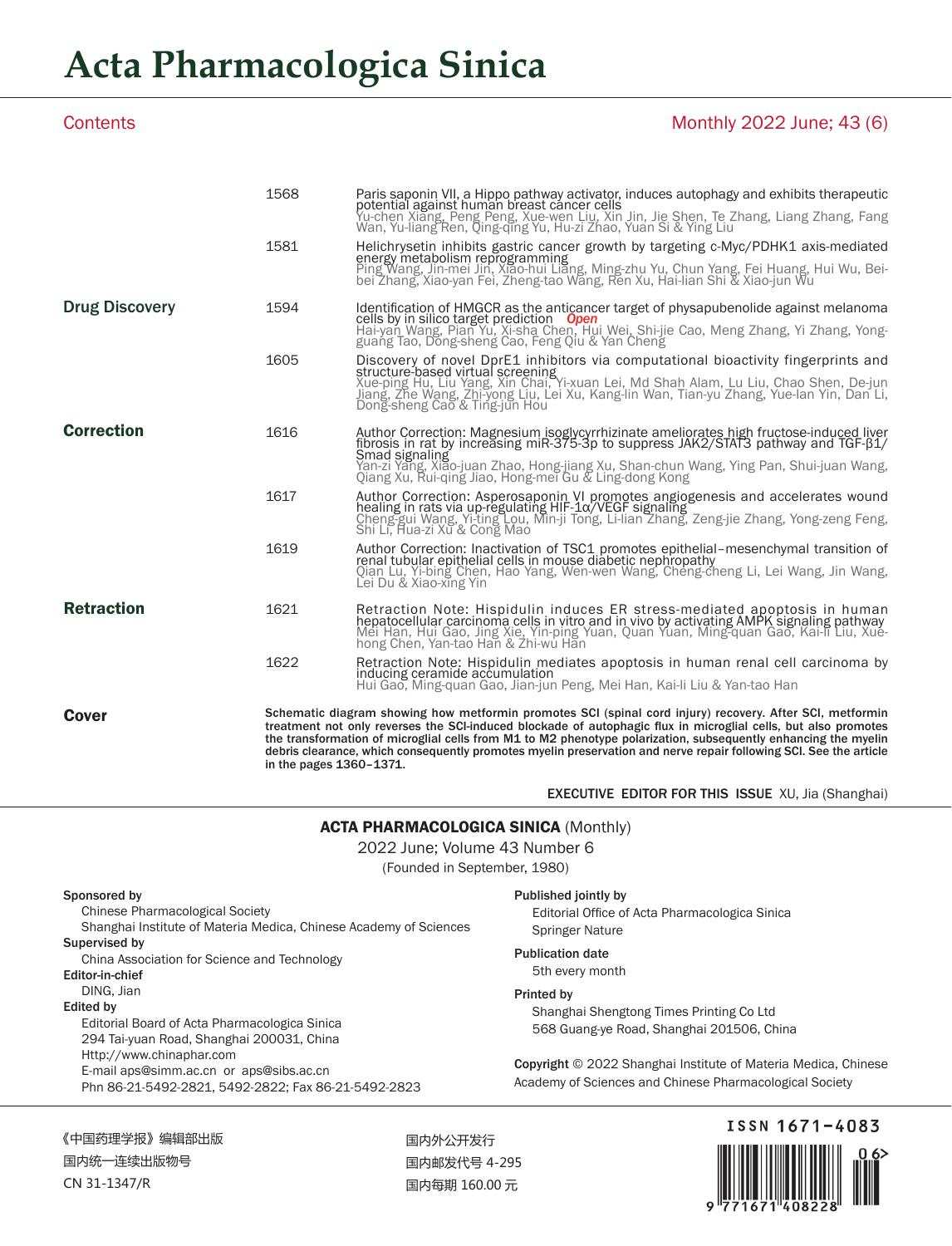# Acta Pharmacologica Sinica

Contents

Monthly 2022 June; 43 (6)

1568 Paris saponin VII, a Hippo pathway activator, induces autophagy and exhibits therapeutic potential against human breast cancer cells
Yu-chen Xiang, Peng Peng, Xue-wen Liu, Xin Jin, Jie Shen, Te Zhang, Liang Zhang, Fang Wan, Yu-liang Ren, Qing-qing Yu, Hu-zi Zhao, Yuan Si & Ying Liu

1581 Helichrysetin inhibits gastric cancer growth by targeting c-Myc/PDHK1 axis-mediated energy metabolism reprogramming
Ping Wang, Jin-mei Jin, Xiao-hui Liang, Ming-zhu Yu, Chun Yang, Fei Huang, Hui Wu, Bei-bei Zhang, Xiao-yan Fei, Zheng-tao Wang, Ren Xu, Hai-lian Shi & Xiao-jun Wu

## Drug Discovery

1594 Identification of HMGCR as the anticancer target of physapubenolide against melanoma cells by in silico target prediction *Open*
Hai-yan Wang, Pian Yu, Xi-sha Chen, Hui Wei, Shi-jie Cao, Meng Zhang, Yi Zhang, Yong-guang Tao, Dong-sheng Cao, Feng Qiu & Yan Cheng

1605 Discovery of novel DprE1 inhibitors via computational bioactivity fingerprints and structure-based virtual screening
Xue-ping Hu, Liu Yang, Xin Chai, Yi-xuan Lei, Md Shah Alam, Lu Liu, Chao Shen, De-jun Jiang, Zhe Wang, Zhi-yong Liu, Lei Xu, Kang-lin Wan, Tian-yu Zhang, Yue-lan Yin, Dan Li, Dong-sheng Cao & Ting-jun Hou

## Correction

1616 Author Correction: Magnesium isoglycyrrhizinate ameliorates high fructose-induced liver fibrosis in rat by increasing miR-375-3p to suppress JAK2/STAT3 pathway and TGF-β1/Smad signaling
Yan-zi Yang, Xiao-juan Zhao, Hong-jiang Xu, Shan-chun Wang, Ying Pan, Shui-juan Wang, Qiang Xu, Rui-qing Jiao, Hong-mei Gu & Ling-dong Kong

1617 Author Correction: Asperosaponin VI promotes angiogenesis and accelerates wound healing in rats via up-regulating HIF-1α/VEGF signaling
Cheng-gui Wang, Yi-ting Lou, Min-ji Tong, Li-lian Zhang, Zeng-jie Zhang, Yong-zeng Feng, Shi Li, Hua-zi Xu & Cong Mao

1619 Author Correction: Inactivation of TSC1 promotes epithelial–mesenchymal transition of renal tubular epithelial cells in mouse diabetic nephropathy
Qian Lu, Yi-bing Chen, Hao Yang, Wen-wen Wang, Cheng-cheng Li, Lei Wang, Jin Wang, Lei Du & Xiao-xing Yin

## Retraction

1621 Retraction Note: Hispidulin induces ER stress-mediated apoptosis in human hepatocellular carcinoma cells in vitro and in vivo by activating AMPK signaling pathway
Mei Han, Hui Gao, Jing Xie, Yin-ping Yuan, Quan Yuan, Ming-quan Gao, Kai-li Liu, Xue-hong Chen, Yan-tao Han & Zhi-wu Han

1622 Retraction Note: Hispidulin mediates apoptosis in human renal cell carcinoma by inducing ceramide accumulation
Hui Gao, Ming-quan Gao, Jian-jun Peng, Mei Han, Kai-li Liu & Yan-tao Han

## Cover

**Schematic diagram showing how metformin promotes SCI (spinal cord injury) recovery. After SCI, metformin treatment not only reverses the SCI-induced blockade of autophagic flux in microglial cells, but also promotes the transformation of microglial cells from M1 to M2 phenotype polarization, subsequently enhancing the myelin debris clearance, which consequently promotes myelin preservation and nerve repair following SCI. See the article in the pages 1360–1371.**

**EXECUTIVE EDITOR FOR THIS ISSUE** XU, Jia (Shanghai)

**ACTA PHARMACOLOGICA SINICA** (Monthly)
2022 June; Volume 43 Number 6
(Founded in September, 1980)

**Sponsored by**
Chinese Pharmacological Society
Shanghai Institute of Materia Medica, Chinese Academy of Sciences

**Supervised by**
China Association for Science and Technology

**Editor-in-chief**
DING, Jian

**Edited by**
Editorial Board of Acta Pharmacologica Sinica
294 Tai-yuan Road, Shanghai 200031, China
Http://www.chinaphar.com
E-mail aps@simm.ac.cn or aps@sibs.ac.cn
Phn 86-21-5492-2821, 5492-2822; Fax 86-21-5492-2823

**Published jointly by**
Editorial Office of Acta Pharmacologica Sinica
Springer Nature

**Publication date**
5th every month

**Printed by**
Shanghai Shengtong Times Printing Co Ltd
568 Guang-ye Road, Shanghai 201506, China

**Copyright** © 2022 Shanghai Institute of Materia Medica, Chinese Academy of Sciences and Chinese Pharmacological Society

《中国药理学报》编辑部出版
国内统一连续出版物号
CN 31-1347/R

国内外公开发行
国内邮发代号 4-295
国内每期 160.00 元

ISSN 1671-4083